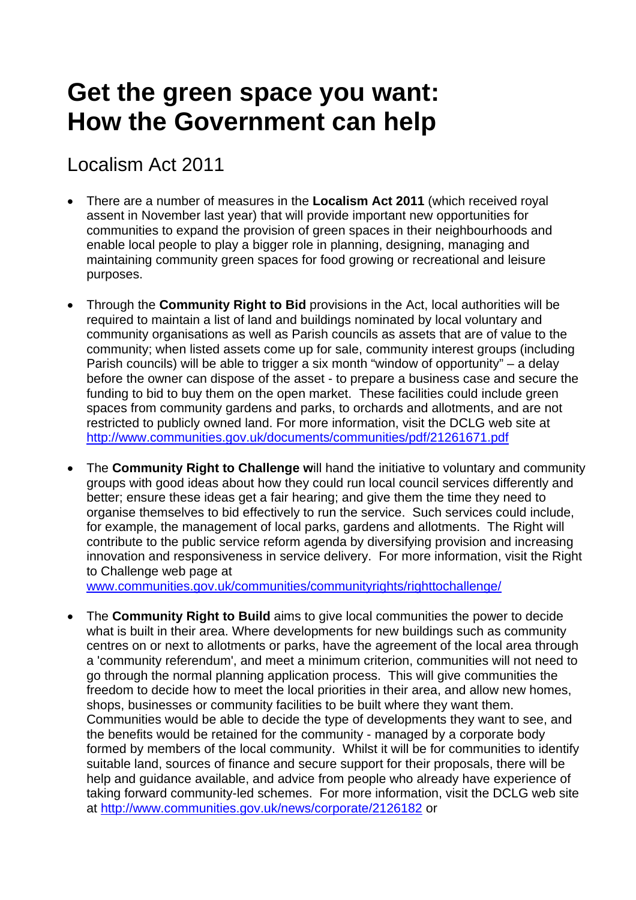# Get the green space you want: How the Government can help

## Localism Act 2011

- There are a number of measures in the **Localism Act 2011** (which received royal assent in November last year) that will provide important new opportunities for communities to expand the provision of green spaces in their neighbourhoods and enable local people to play a bigger role in planning, designing, managing and maintaining community green spaces for food growing or recreational and leisure purposes.

- Through the **Community Right to Bid** provisions in the Act, local authorities will be required to maintain a list of land and buildings nominated by local voluntary and community organisations as well as Parish councils as assets that are of value to the community; when listed assets come up for sale, community interest groups (including Parish councils) will be able to trigger a six month "window of opportunity" – a delay before the owner can dispose of the asset - to prepare a business case and secure the funding to bid to buy them on the open market. These facilities could include green spaces from community gardens and parks, to orchards and allotments, and are not restricted to publicly owned land. For more information, visit the DCLG web site at http://www.communities.gov.uk/documents/communities/pdf/21261671.pdf

- The **Community Right to Challenge w**ill hand the initiative to voluntary and community groups with good ideas about how they could run local council services differently and better; ensure these ideas get a fair hearing; and give them the time they need to organise themselves to bid effectively to run the service. Such services could include, for example, the management of local parks, gardens and allotments. The Right will contribute to the public service reform agenda by diversifying provision and increasing innovation and responsiveness in service delivery. For more information, visit the Right to Challenge web page at www.communities.gov.uk/communities/communityrights/righttochallenge/

- The **Community Right to Build** aims to give local communities the power to decide what is built in their area. Where developments for new buildings such as community centres on or next to allotments or parks, have the agreement of the local area through a 'community referendum', and meet a minimum criterion, communities will not need to go through the normal planning application process. This will give communities the freedom to decide how to meet the local priorities in their area, and allow new homes, shops, businesses or community facilities to be built where they want them. Communities would be able to decide the type of developments they want to see, and the benefits would be retained for the community - managed by a corporate body formed by members of the local community. Whilst it will be for communities to identify suitable land, sources of finance and secure support for their proposals, there will be help and guidance available, and advice from people who already have experience of taking forward community-led schemes. For more information, visit the DCLG web site at http://www.communities.gov.uk/news/corporate/2126182 or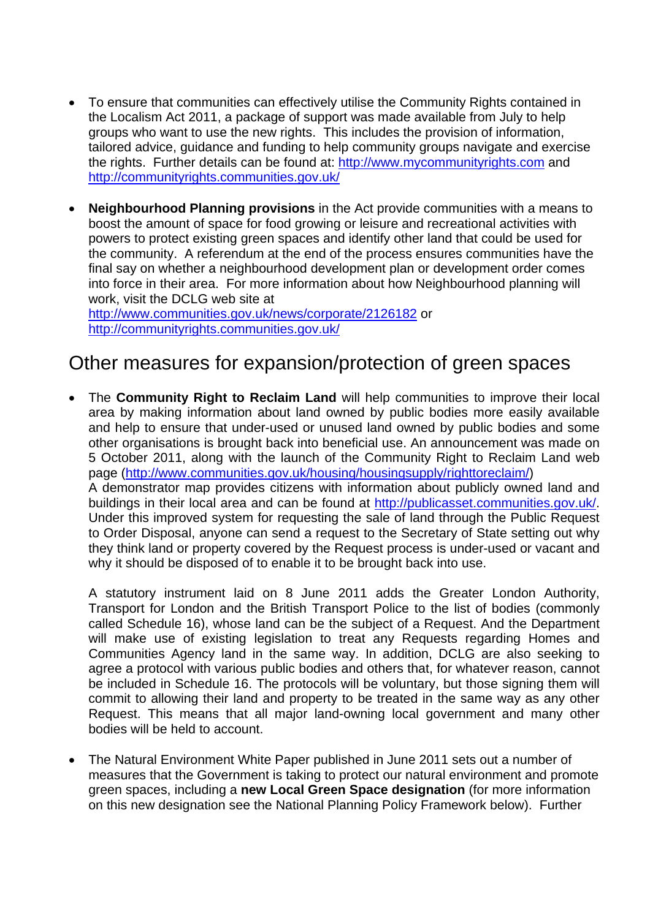- To ensure that communities can effectively utilise the Community Rights contained in the Localism Act 2011, a package of support was made available from July to help groups who want to use the new rights. This includes the provision of information, tailored advice, guidance and funding to help community groups navigate and exercise the rights. Further details can be found at: http://www.mycommunityrights.com and http://communityrights.communities.gov.uk/

- **Neighbourhood Planning provisions** in the Act provide communities with a means to boost the amount of space for food growing or leisure and recreational activities with powers to protect existing green spaces and identify other land that could be used for the community. A referendum at the end of the process ensures communities have the final say on whether a neighbourhood development plan or development order comes into force in their area. For more information about how Neighbourhood planning will work, visit the DCLG web site at http://www.communities.gov.uk/news/corporate/2126182 or http://communityrights.communities.gov.uk/

## Other measures for expansion/protection of green spaces

- The **Community Right to Reclaim Land** will help communities to improve their local area by making information about land owned by public bodies more easily available and help to ensure that under-used or unused land owned by public bodies and some other organisations is brought back into beneficial use. An announcement was made on 5 October 2011, along with the launch of the Community Right to Reclaim Land web page (http://www.communities.gov.uk/housing/housingsupply/righttoreclaim/)
  A demonstrator map provides citizens with information about publicly owned land and buildings in their local area and can be found at http://publicasset.communities.gov.uk/. Under this improved system for requesting the sale of land through the Public Request to Order Disposal, anyone can send a request to the Secretary of State setting out why they think land or property covered by the Request process is under-used or vacant and why it should be disposed of to enable it to be brought back into use.

  A statutory instrument laid on 8 June 2011 adds the Greater London Authority, Transport for London and the British Transport Police to the list of bodies (commonly called Schedule 16), whose land can be the subject of a Request. And the Department will make use of existing legislation to treat any Requests regarding Homes and Communities Agency land in the same way. In addition, DCLG are also seeking to agree a protocol with various public bodies and others that, for whatever reason, cannot be included in Schedule 16. The protocols will be voluntary, but those signing them will commit to allowing their land and property to be treated in the same way as any other Request. This means that all major land-owning local government and many other bodies will be held to account.

- The Natural Environment White Paper published in June 2011 sets out a number of measures that the Government is taking to protect our natural environment and promote green spaces, including a **new Local Green Space designation** (for more information on this new designation see the National Planning Policy Framework below). Further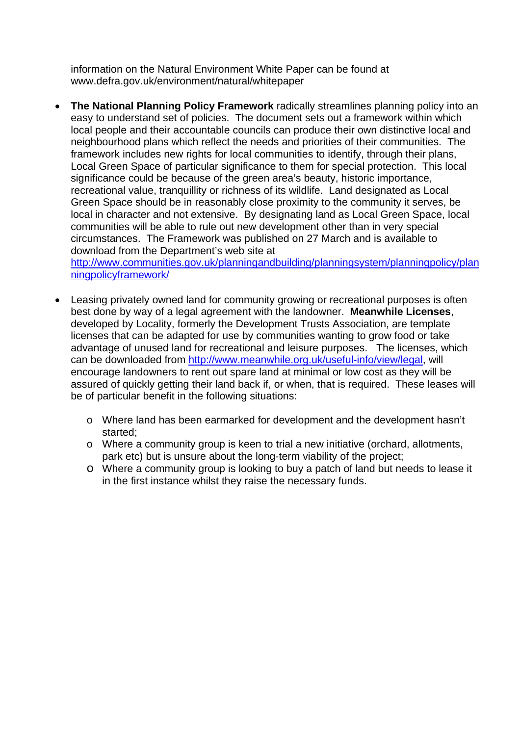information on the Natural Environment White Paper can be found at www.defra.gov.uk/environment/natural/whitepaper

- **The National Planning Policy Framework** radically streamlines planning policy into an easy to understand set of policies. The document sets out a framework within which local people and their accountable councils can produce their own distinctive local and neighbourhood plans which reflect the needs and priorities of their communities. The framework includes new rights for local communities to identify, through their plans, Local Green Space of particular significance to them for special protection. This local significance could be because of the green area's beauty, historic importance, recreational value, tranquillity or richness of its wildlife. Land designated as Local Green Space should be in reasonably close proximity to the community it serves, be local in character and not extensive. By designating land as Local Green Space, local communities will be able to rule out new development other than in very special circumstances. The Framework was published on 27 March and is available to download from the Department's web site at http://www.communities.gov.uk/planningandbuilding/planningsystem/planningpolicy/planningpolicyframework/

- Leasing privately owned land for community growing or recreational purposes is often best done by way of a legal agreement with the landowner. **Meanwhile Licenses**, developed by Locality, formerly the Development Trusts Association, are template licenses that can be adapted for use by communities wanting to grow food or take advantage of unused land for recreational and leisure purposes. The licenses, which can be downloaded from http://www.meanwhile.org.uk/useful-info/view/legal, will encourage landowners to rent out spare land at minimal or low cost as they will be assured of quickly getting their land back if, or when, that is required. These leases will be of particular benefit in the following situations:

  - Where land has been earmarked for development and the development hasn't started;
  - Where a community group is keen to trial a new initiative (orchard, allotments, park etc) but is unsure about the long-term viability of the project;
  - Where a community group is looking to buy a patch of land but needs to lease it in the first instance whilst they raise the necessary funds.